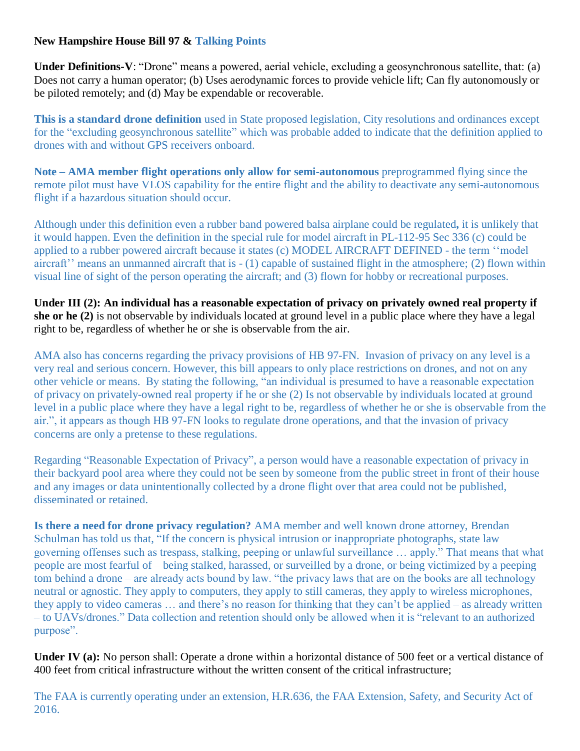**New Hampshire House Bill 97 & Talking Points**

**Under Definitions-V**: "Drone" means a powered, aerial vehicle, excluding a geosynchronous satellite, that: (a) Does not carry a human operator; (b) Uses aerodynamic forces to provide vehicle lift; Can fly autonomously or be piloted remotely; and (d) May be expendable or recoverable.

**This is a standard drone definition** used in State proposed legislation, City resolutions and ordinances except for the "excluding geosynchronous satellite" which was probable added to indicate that the definition applied to drones with and without GPS receivers onboard.

**Note – AMA member flight operations only allow for semi-autonomous** preprogrammed flying since the remote pilot must have VLOS capability for the entire flight and the ability to deactivate any semi-autonomous flight if a hazardous situation should occur.

Although under this definition even a rubber band powered balsa airplane could be regulated**,** it is unlikely that it would happen. Even the definition in the special rule for model aircraft in PL-112-95 Sec 336 (c) could be applied to a rubber powered aircraft because it states (c) MODEL AIRCRAFT DEFINED - the term ''model aircraft'' means an unmanned aircraft that is - (1) capable of sustained flight in the atmosphere; (2) flown within visual line of sight of the person operating the aircraft; and (3) flown for hobby or recreational purposes.

**Under III (2): An individual has a reasonable expectation of privacy on privately owned real property if she or he (2)** is not observable by individuals located at ground level in a public place where they have a legal right to be, regardless of whether he or she is observable from the air.

AMA also has concerns regarding the privacy provisions of HB 97-FN. Invasion of privacy on any level is a very real and serious concern. However, this bill appears to only place restrictions on drones, and not on any other vehicle or means. By stating the following, "an individual is presumed to have a reasonable expectation of privacy on privately-owned real property if he or she (2) Is not observable by individuals located at ground level in a public place where they have a legal right to be, regardless of whether he or she is observable from the air.", it appears as though HB 97-FN looks to regulate drone operations, and that the invasion of privacy concerns are only a pretense to these regulations.

Regarding "Reasonable Expectation of Privacy", a person would have a reasonable expectation of privacy in their backyard pool area where they could not be seen by someone from the public street in front of their house and any images or data unintentionally collected by a drone flight over that area could not be published, disseminated or retained.

**Is there a need for drone privacy regulation?** AMA member and well known drone attorney, Brendan Schulman has told us that, "If the concern is physical intrusion or inappropriate photographs, state law governing offenses such as trespass, stalking, peeping or unlawful surveillance … apply." That means that what people are most fearful of – being stalked, harassed, or surveilled by a drone, or being victimized by a peeping tom behind a drone – are already acts bound by law. "the privacy laws that are on the books are all technology neutral or agnostic. They apply to computers, they apply to still cameras, they apply to wireless microphones, they apply to video cameras … and there's no reason for thinking that they can't be applied – as already written – to UAVs/drones." Data collection and retention should only be allowed when it is "relevant to an authorized purpose".

**Under IV (a):** No person shall: Operate a drone within a horizontal distance of 500 feet or a vertical distance of 400 feet from critical infrastructure without the written consent of the critical infrastructure;

The FAA is currently operating under an extension, H.R.636, the FAA Extension, Safety, and Security Act of 2016.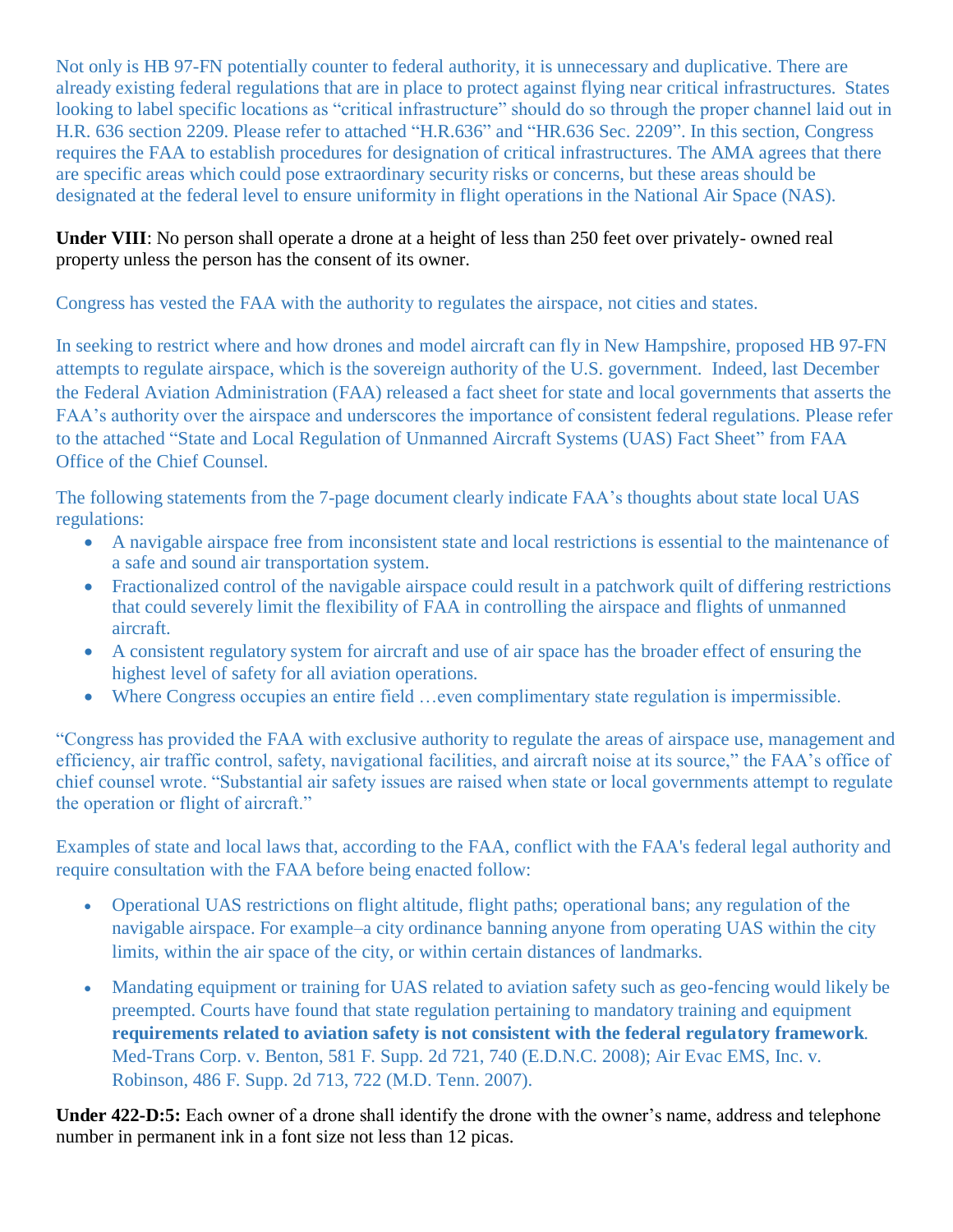Not only is HB 97-FN potentially counter to federal authority, it is unnecessary and duplicative. There are already existing federal regulations that are in place to protect against flying near critical infrastructures. States looking to label specific locations as "critical infrastructure" should do so through the proper channel laid out in H.R. 636 section 2209. Please refer to attached "H.R.636" and "HR.636 Sec. 2209". In this section, Congress requires the FAA to establish procedures for designation of critical infrastructures. The AMA agrees that there are specific areas which could pose extraordinary security risks or concerns, but these areas should be designated at the federal level to ensure uniformity in flight operations in the National Air Space (NAS).

**Under VIII**: No person shall operate a drone at a height of less than 250 feet over privately- owned real property unless the person has the consent of its owner.

Congress has vested the FAA with the authority to regulates the airspace, not cities and states.

In seeking to restrict where and how drones and model aircraft can fly in New Hampshire, proposed HB 97-FN attempts to regulate airspace, which is the sovereign authority of the U.S. government. Indeed, last December the Federal Aviation Administration (FAA) released a fact sheet for state and local governments that asserts the FAA's authority over the airspace and underscores the importance of consistent federal regulations. Please refer to the attached "State and Local Regulation of Unmanned Aircraft Systems (UAS) Fact Sheet" from FAA Office of the Chief Counsel.

The following statements from the 7-page document clearly indicate FAA's thoughts about state local UAS regulations:

- A navigable airspace free from inconsistent state and local restrictions is essential to the maintenance of a safe and sound air transportation system.
- Fractionalized control of the navigable airspace could result in a patchwork quilt of differing restrictions that could severely limit the flexibility of FAA in controlling the airspace and flights of unmanned aircraft.
- A consistent regulatory system for aircraft and use of air space has the broader effect of ensuring the highest level of safety for all aviation operations.
- Where Congress occupies an entire field …even complimentary state regulation is impermissible.

"Congress has provided the FAA with exclusive authority to regulate the areas of airspace use, management and efficiency, air traffic control, safety, navigational facilities, and aircraft noise at its source," the FAA's office of chief counsel wrote. "Substantial air safety issues are raised when state or local governments attempt to regulate the operation or flight of aircraft."

Examples of state and local laws that, according to the FAA, conflict with the FAA's federal legal authority and require consultation with the FAA before being enacted follow:

- Operational UAS restrictions on flight altitude, flight paths; operational bans; any regulation of the navigable airspace. For example–a city ordinance banning anyone from operating UAS within the city limits, within the air space of the city, or within certain distances of landmarks.

- Mandating equipment or training for UAS related to aviation safety such as geo-fencing would likely be preempted. Courts have found that state regulation pertaining to mandatory training and equipment **requirements related to aviation safety is not consistent with the federal regulatory framework**. Med-Trans Corp. v. Benton, 581 F. Supp. 2d 721, 740 (E.D.N.C. 2008); Air Evac EMS, Inc. v. Robinson, 486 F. Supp. 2d 713, 722 (M.D. Tenn. 2007).

**Under 422-D:5:** Each owner of a drone shall identify the drone with the owner's name, address and telephone number in permanent ink in a font size not less than 12 picas.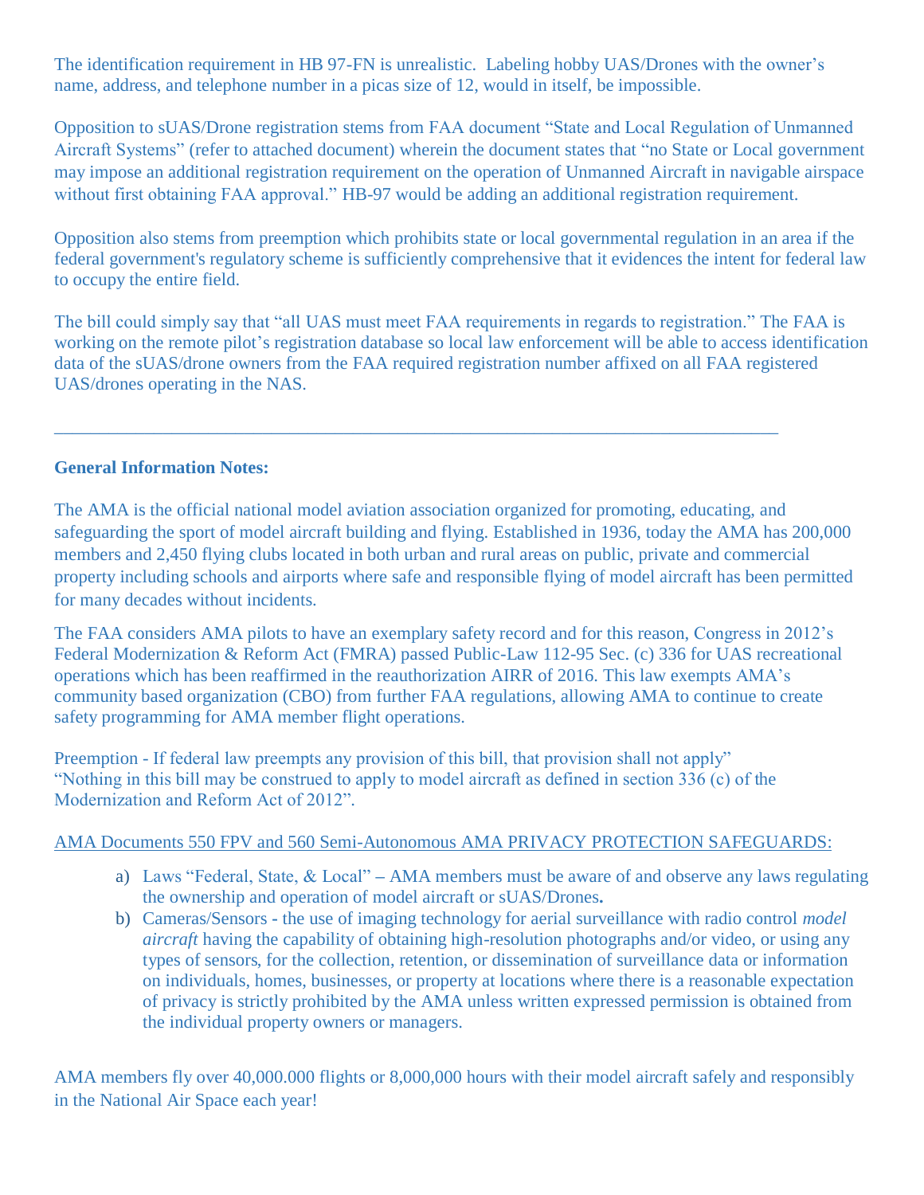The identification requirement in HB 97-FN is unrealistic. Labeling hobby UAS/Drones with the owner's name, address, and telephone number in a picas size of 12, would in itself, be impossible.

Opposition to sUAS/Drone registration stems from FAA document "State and Local Regulation of Unmanned Aircraft Systems" (refer to attached document) wherein the document states that "no State or Local government may impose an additional registration requirement on the operation of Unmanned Aircraft in navigable airspace without first obtaining FAA approval." HB-97 would be adding an additional registration requirement.

Opposition also stems from preemption which prohibits state or local governmental regulation in an area if the federal government's regulatory scheme is sufficiently comprehensive that it evidences the intent for federal law to occupy the entire field.

The bill could simply say that "all UAS must meet FAA requirements in regards to registration." The FAA is working on the remote pilot's registration database so local law enforcement will be able to access identification data of the sUAS/drone owners from the FAA required registration number affixed on all FAA registered UAS/drones operating in the NAS.

---

**General Information Notes:**

The AMA is the official national model aviation association organized for promoting, educating, and safeguarding the sport of model aircraft building and flying. Established in 1936, today the AMA has 200,000 members and 2,450 flying clubs located in both urban and rural areas on public, private and commercial property including schools and airports where safe and responsible flying of model aircraft has been permitted for many decades without incidents.

The FAA considers AMA pilots to have an exemplary safety record and for this reason, Congress in 2012's Federal Modernization & Reform Act (FMRA) passed Public-Law 112-95 Sec. (c) 336 for UAS recreational operations which has been reaffirmed in the reauthorization AIRR of 2016. This law exempts AMA's community based organization (CBO) from further FAA regulations, allowing AMA to continue to create safety programming for AMA member flight operations.

Preemption - If federal law preempts any provision of this bill, that provision shall not apply"
"Nothing in this bill may be construed to apply to model aircraft as defined in section 336 (c) of the Modernization and Reform Act of 2012".

AMA Documents 550 FPV and 560 Semi-Autonomous AMA PRIVACY PROTECTION SAFEGUARDS:

a) Laws "Federal, State, & Local" – AMA members must be aware of and observe any laws regulating the ownership and operation of model aircraft or sUAS/Drones**.**
b) Cameras/Sensors - the use of imaging technology for aerial surveillance with radio control *model aircraft* having the capability of obtaining high-resolution photographs and/or video, or using any types of sensors, for the collection, retention, or dissemination of surveillance data or information on individuals, homes, businesses, or property at locations where there is a reasonable expectation of privacy is strictly prohibited by the AMA unless written expressed permission is obtained from the individual property owners or managers.

AMA members fly over 40,000.000 flights or 8,000,000 hours with their model aircraft safely and responsibly in the National Air Space each year!